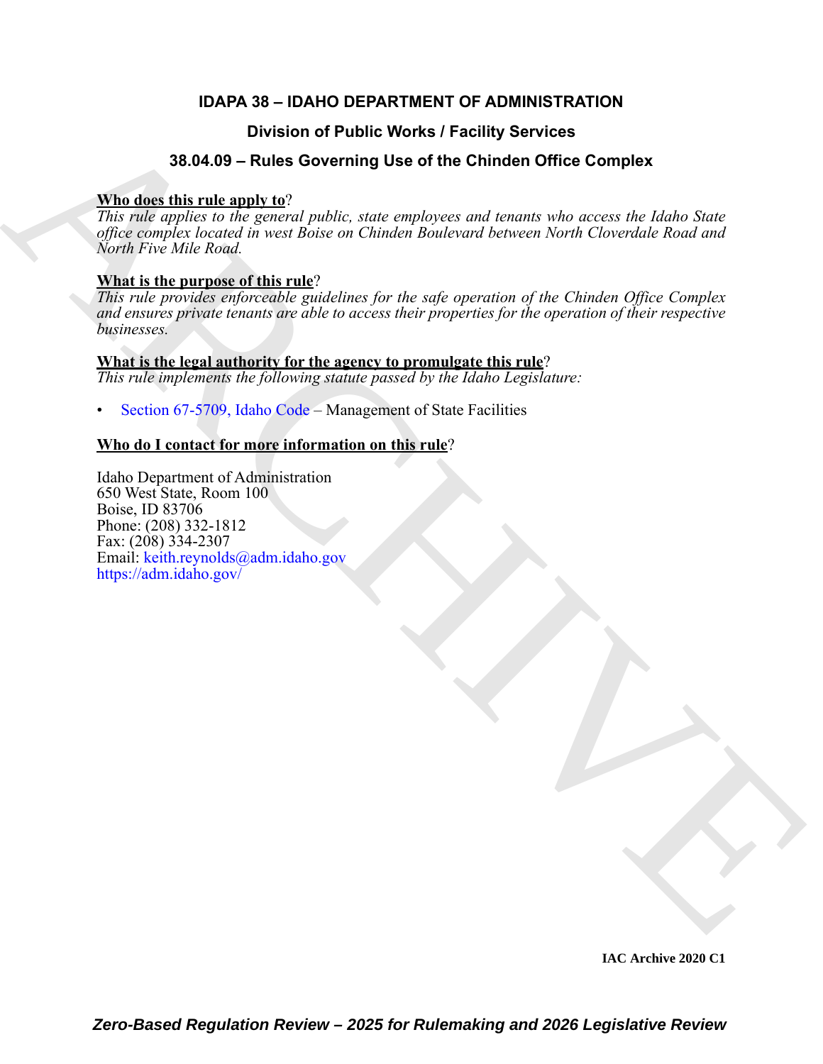# IDAPA 38 – IDAHO DEPARTMENT OF ADMINISTRATION

## Division of Public Works / Facility Services

## 38.04.09 – Rules Governing Use of the Chinden Office Complex

**Who does this rule apply to**?

*This rule applies to the general public, state employees and tenants who access the Idaho State office complex located in west Boise on Chinden Boulevard between North Cloverdale Road and North Five Mile Road.*

**What is the purpose of this rule**?

*This rule provides enforceable guidelines for the safe operation of the Chinden Office Complex and ensures private tenants are able to access their properties for the operation of their respective businesses.*

**What is the legal authority for the agency to promulgate this rule**?

*This rule implements the following statute passed by the Idaho Legislature:*

- Section 67-5709, Idaho Code – Management of State Facilities

**Who do I contact for more information on this rule**?

Idaho Department of Administration
650 West State, Room 100
Boise, ID 83706
Phone: (208) 332-1812
Fax: (208) 334-2307
Email: keith.reynolds@adm.idaho.gov
https://adm.idaho.gov/

IAC Archive 2020 C1

*Zero-Based Regulation Review – 2025 for Rulemaking and 2026 Legislative Review*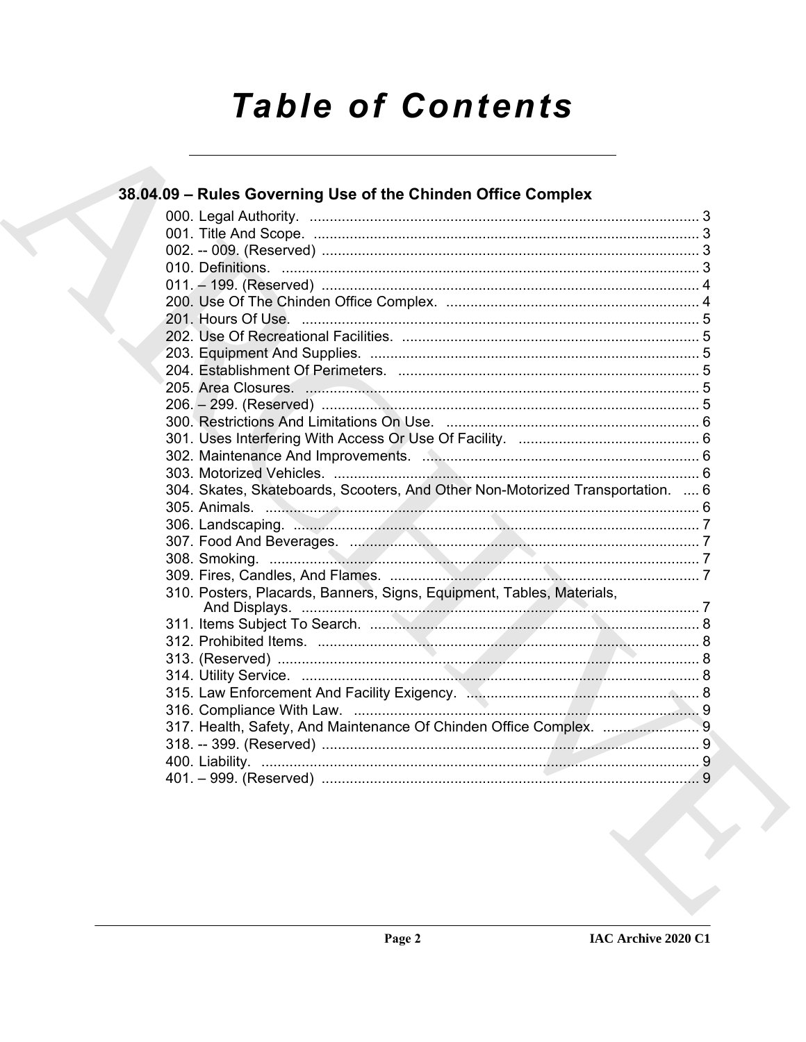# Table of Contents

## 38.04.09 – Rules Governing Use of the Chinden Office Complex

000. Legal Authority. ........................................................................................ 3
001. Title And Scope. ......................................................................................... 3
002. -- 009. (Reserved) ...................................................................................... 3
010. Definitions. ................................................................................................ 3
011. – 199. (Reserved) ...................................................................................... 4
200. Use Of The Chinden Office Complex. ....................................................... 4
201. Hours Of Use. ............................................................................................ 5
202. Use Of Recreational Facilities. .................................................................. 5
203. Equipment And Supplies. .......................................................................... 5
204. Establishment Of Perimeters. ................................................................... 5
205. Area Closures. ........................................................................................... 5
206. – 299. (Reserved) ...................................................................................... 5
300. Restrictions And Limitations On Use. ........................................................ 6
301. Uses Interfering With Access Or Use Of Facility. ...................................... 6
302. Maintenance And Improvements. .............................................................. 6
303. Motorized Vehicles. ................................................................................... 6
304. Skates, Skateboards, Scooters, And Other Non-Motorized Transportation. .... 6
305. Animals. ..................................................................................................... 6
306. Landscaping. .............................................................................................. 7
307. Food And Beverages. ................................................................................. 7
308. Smoking. .................................................................................................... 7
309. Fires, Candles, And Flames. ...................................................................... 7
310. Posters, Placards, Banners, Signs, Equipment, Tables, Materials, And Displays. ........................................................................................................ 7
311. Items Subject To Search. ............................................................................ 8
312. Prohibited Items. ........................................................................................ 8
313. (Reserved) .................................................................................................. 8
314. Utility Service. ............................................................................................ 8
315. Law Enforcement And Facility Exigency. ................................................... 8
316. Compliance With Law. ............................................................................... 9
317. Health, Safety, And Maintenance Of Chinden Office Complex. ................. 9
318. -- 399. (Reserved) ...................................................................................... 9
400. Liability. ...................................................................................................... 9
401. – 999. (Reserved) ...................................................................................... 9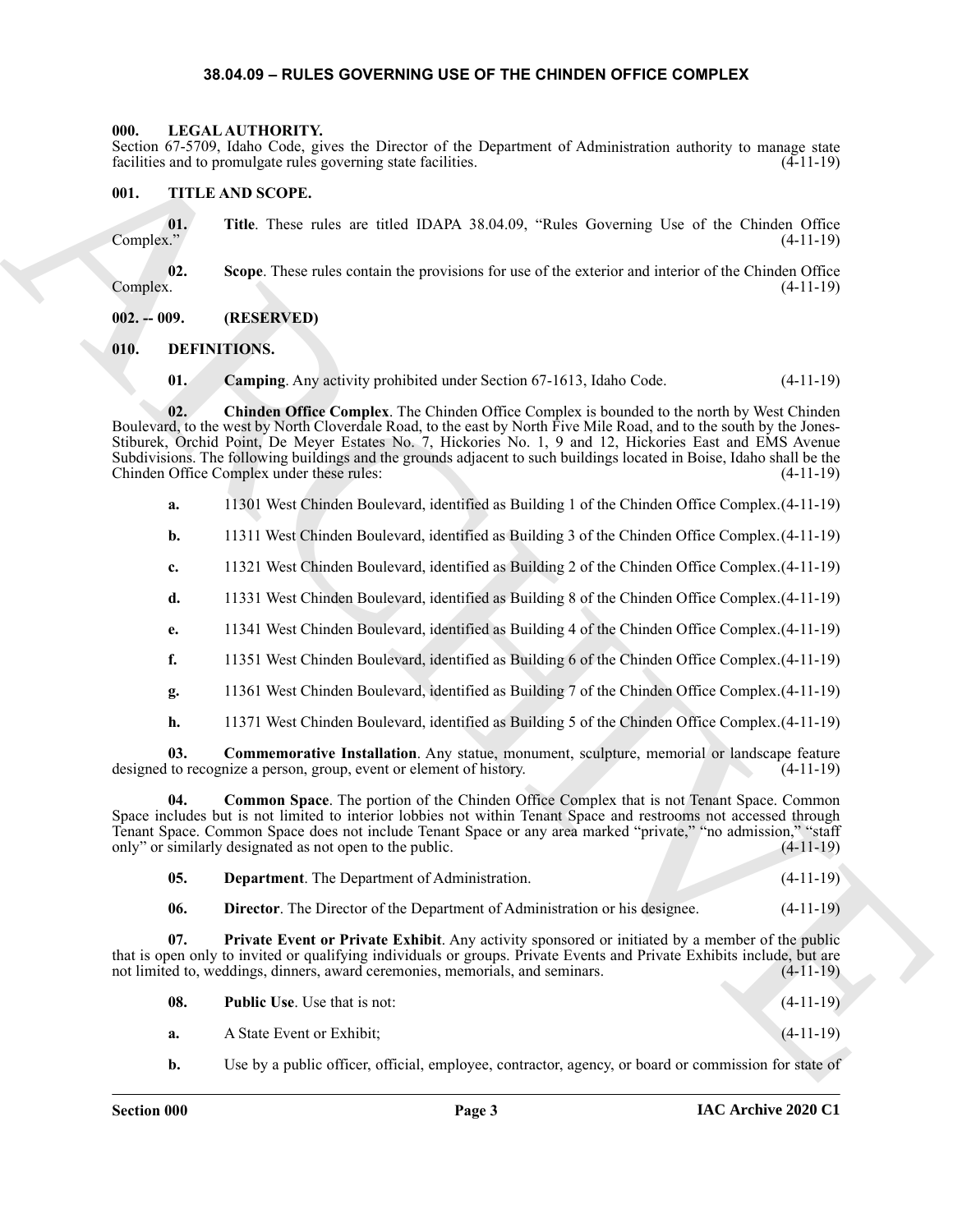# 38.04.09 – RULES GOVERNING USE OF THE CHINDEN OFFICE COMPLEX

### 000. LEGAL AUTHORITY.

Section 67-5709, Idaho Code, gives the Director of the Department of Administration authority to manage state facilities and to promulgate rules governing state facilities. (4-11-19)

### 001. TITLE AND SCOPE.

**01. Title**. These rules are titled IDAPA 38.04.09, "Rules Governing Use of the Chinden Office Complex." (4-11-19)

**02. Scope**. These rules contain the provisions for use of the exterior and interior of the Chinden Office Complex. (4-11-19)

### 002. -- 009. (RESERVED)

### 010. DEFINITIONS.

**01. Camping**. Any activity prohibited under Section 67-1613, Idaho Code. (4-11-19)

**02. Chinden Office Complex**. The Chinden Office Complex is bounded to the north by West Chinden Boulevard, to the west by North Cloverdale Road, to the east by North Five Mile Road, and to the south by the Jones-Stiburek, Orchid Point, De Meyer Estates No. 7, Hickories No. 1, 9 and 12, Hickories East and EMS Avenue Subdivisions. The following buildings and the grounds adjacent to such buildings located in Boise, Idaho shall be the Chinden Office Complex under these rules: (4-11-19)

**a.** 11301 West Chinden Boulevard, identified as Building 1 of the Chinden Office Complex. (4-11-19)

**b.** 11311 West Chinden Boulevard, identified as Building 3 of the Chinden Office Complex. (4-11-19)

**c.** 11321 West Chinden Boulevard, identified as Building 2 of the Chinden Office Complex. (4-11-19)

**d.** 11331 West Chinden Boulevard, identified as Building 8 of the Chinden Office Complex. (4-11-19)

**e.** 11341 West Chinden Boulevard, identified as Building 4 of the Chinden Office Complex. (4-11-19)

**f.** 11351 West Chinden Boulevard, identified as Building 6 of the Chinden Office Complex. (4-11-19)

**g.** 11361 West Chinden Boulevard, identified as Building 7 of the Chinden Office Complex. (4-11-19)

**h.** 11371 West Chinden Boulevard, identified as Building 5 of the Chinden Office Complex. (4-11-19)

**03. Commemorative Installation**. Any statue, monument, sculpture, memorial or landscape feature designed to recognize a person, group, event or element of history. (4-11-19)

**04. Common Space**. The portion of the Chinden Office Complex that is not Tenant Space. Common Space includes but is not limited to interior lobbies not within Tenant Space and restrooms not accessed through Tenant Space. Common Space does not include Tenant Space or any area marked "private," "no admission," "staff only" or similarly designated as not open to the public. (4-11-19)

**05. Department**. The Department of Administration. (4-11-19)

**06. Director**. The Director of the Department of Administration or his designee. (4-11-19)

**07. Private Event or Private Exhibit**. Any activity sponsored or initiated by a member of the public that is open only to invited or qualifying individuals or groups. Private Events and Private Exhibits include, but are not limited to, weddings, dinners, award ceremonies, memorials, and seminars. (4-11-19)

**08. Public Use**. Use that is not: (4-11-19)

**a.** A State Event or Exhibit; (4-11-19)

**b.** Use by a public officer, official, employee, contractor, agency, or board or commission for state of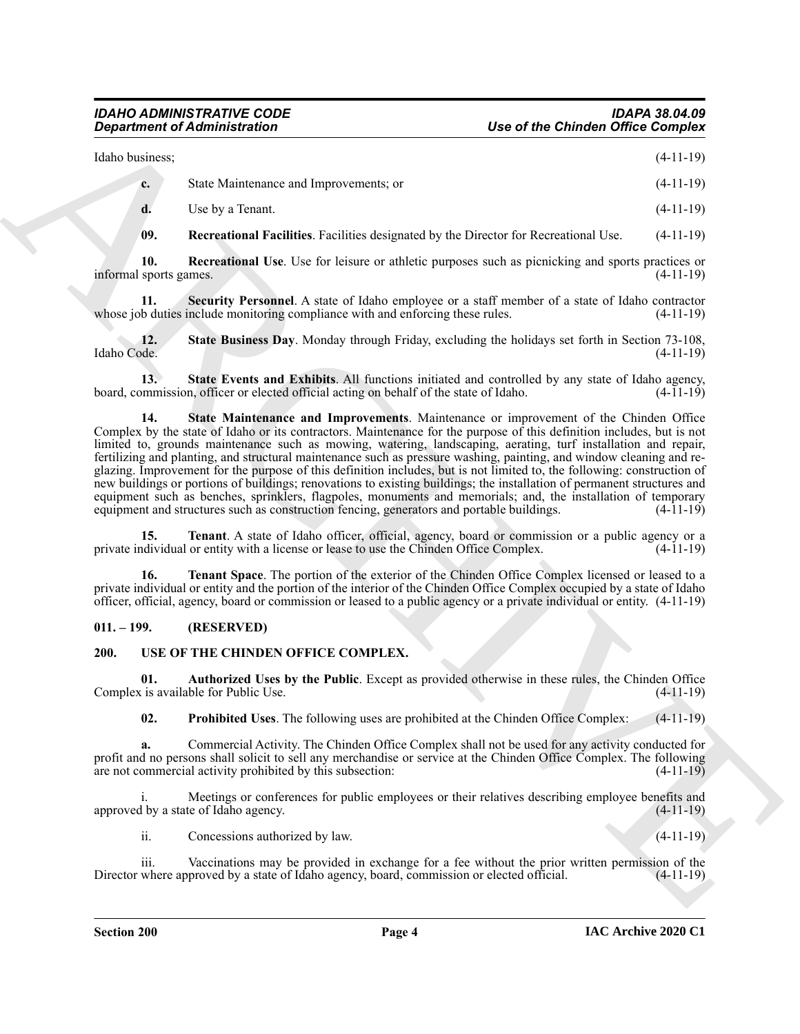Idaho business; (4-11-19)

**c.** State Maintenance and Improvements; or (4-11-19)

**d.** Use by a Tenant. (4-11-19)

**09. Recreational Facilities**. Facilities designated by the Director for Recreational Use. (4-11-19)

**10. Recreational Use**. Use for leisure or athletic purposes such as picnicking and sports practices or informal sports games. (4-11-19)

**11. Security Personnel**. A state of Idaho employee or a staff member of a state of Idaho contractor whose job duties include monitoring compliance with and enforcing these rules. (4-11-19)

**12. State Business Day**. Monday through Friday, excluding the holidays set forth in Section 73-108, Idaho Code. (4-11-19)

**13. State Events and Exhibits**. All functions initiated and controlled by any state of Idaho agency, board, commission, officer or elected official acting on behalf of the state of Idaho. (4-11-19)

**14. State Maintenance and Improvements**. Maintenance or improvement of the Chinden Office Complex by the state of Idaho or its contractors. Maintenance for the purpose of this definition includes, but is not limited to, grounds maintenance such as mowing, watering, landscaping, aerating, turf installation and repair, fertilizing and planting, and structural maintenance such as pressure washing, painting, and window cleaning and re-glazing. Improvement for the purpose of this definition includes, but is not limited to, the following: construction of new buildings or portions of buildings; renovations to existing buildings; the installation of permanent structures and equipment such as benches, sprinklers, flagpoles, monuments and memorials; and, the installation of temporary equipment and structures such as construction fencing, generators and portable buildings. (4-11-19)

**15. Tenant**. A state of Idaho officer, official, agency, board or commission or a public agency or a private individual or entity with a license or lease to use the Chinden Office Complex. (4-11-19)

**16. Tenant Space**. The portion of the exterior of the Chinden Office Complex licensed or leased to a private individual or entity and the portion of the interior of the Chinden Office Complex occupied by a state of Idaho officer, official, agency, board or commission or leased to a public agency or a private individual or entity. (4-11-19)

## 011. – 199. (RESERVED)

## 200. USE OF THE CHINDEN OFFICE COMPLEX.

**01. Authorized Uses by the Public**. Except as provided otherwise in these rules, the Chinden Office Complex is available for Public Use. (4-11-19)

**02. Prohibited Uses**. The following uses are prohibited at the Chinden Office Complex: (4-11-19)

**a.** Commercial Activity. The Chinden Office Complex shall not be used for any activity conducted for profit and no persons shall solicit to sell any merchandise or service at the Chinden Office Complex. The following are not commercial activity prohibited by this subsection: (4-11-19)

i. Meetings or conferences for public employees or their relatives describing employee benefits and approved by a state of Idaho agency. (4-11-19)

ii. Concessions authorized by law. (4-11-19)

iii. Vaccinations may be provided in exchange for a fee without the prior written permission of the Director where approved by a state of Idaho agency, board, commission or elected official. (4-11-19)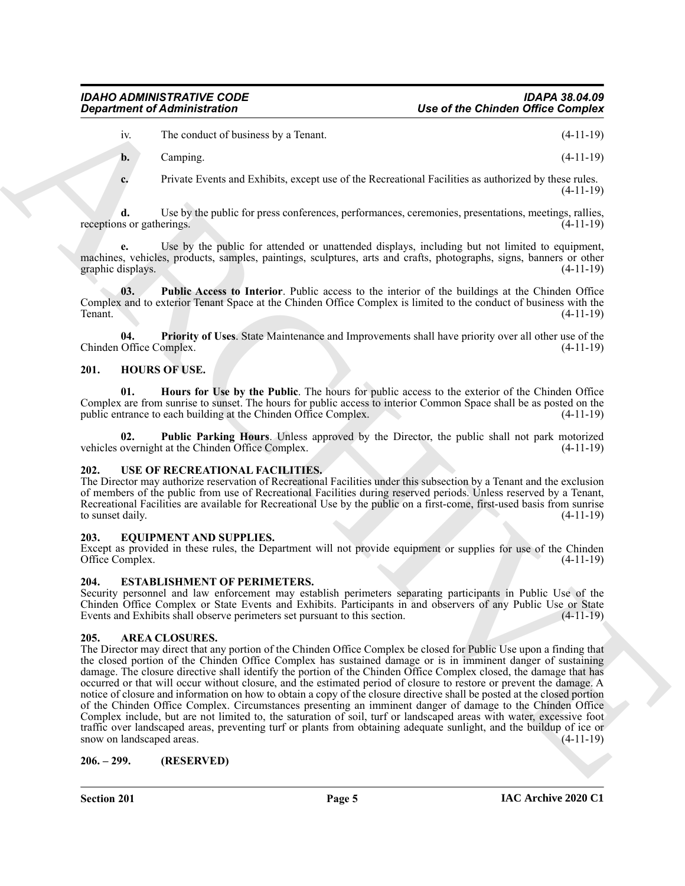iv. The conduct of business by a Tenant. (4-11-19)

**b.** Camping. (4-11-19)

**c.** Private Events and Exhibits, except use of the Recreational Facilities as authorized by these rules. (4-11-19)

**d.** Use by the public for press conferences, performances, ceremonies, presentations, meetings, rallies, receptions or gatherings. (4-11-19)

**e.** Use by the public for attended or unattended displays, including but not limited to equipment, machines, vehicles, products, samples, paintings, sculptures, arts and crafts, photographs, signs, banners or other graphic displays. (4-11-19)

**03. Public Access to Interior**. Public access to the interior of the buildings at the Chinden Office Complex and to exterior Tenant Space at the Chinden Office Complex is limited to the conduct of business with the Tenant. (4-11-19)

**04. Priority of Uses**. State Maintenance and Improvements shall have priority over all other use of the Chinden Office Complex. (4-11-19)

## 201. HOURS OF USE.

**01. Hours for Use by the Public**. The hours for public access to the exterior of the Chinden Office Complex are from sunrise to sunset. The hours for public access to interior Common Space shall be as posted on the public entrance to each building at the Chinden Office Complex. (4-11-19)

**02. Public Parking Hours**. Unless approved by the Director, the public shall not park motorized vehicles overnight at the Chinden Office Complex. (4-11-19)

## 202. USE OF RECREATIONAL FACILITIES.

The Director may authorize reservation of Recreational Facilities under this subsection by a Tenant and the exclusion of members of the public from use of Recreational Facilities during reserved periods. Unless reserved by a Tenant, Recreational Facilities are available for Recreational Use by the public on a first-come, first-used basis from sunrise to sunset daily. (4-11-19)

## 203. EQUIPMENT AND SUPPLIES.

Except as provided in these rules, the Department will not provide equipment or supplies for use of the Chinden Office Complex. (4-11-19)

## 204. ESTABLISHMENT OF PERIMETERS.

Security personnel and law enforcement may establish perimeters separating participants in Public Use of the Chinden Office Complex or State Events and Exhibits. Participants in and observers of any Public Use or State Events and Exhibits shall observe perimeters set pursuant to this section. (4-11-19)

## 205. AREA CLOSURES.

The Director may direct that any portion of the Chinden Office Complex be closed for Public Use upon a finding that the closed portion of the Chinden Office Complex has sustained damage or is in imminent danger of sustaining damage. The closure directive shall identify the portion of the Chinden Office Complex closed, the damage that has occurred or that will occur without closure, and the estimated period of closure to restore or prevent the damage. A notice of closure and information on how to obtain a copy of the closure directive shall be posted at the closed portion of the Chinden Office Complex. Circumstances presenting an imminent danger of damage to the Chinden Office Complex include, but are not limited to, the saturation of soil, turf or landscaped areas with water, excessive foot traffic over landscaped areas, preventing turf or plants from obtaining adequate sunlight, and the buildup of ice or snow on landscaped areas. (4-11-19)

## 206. – 299. (RESERVED)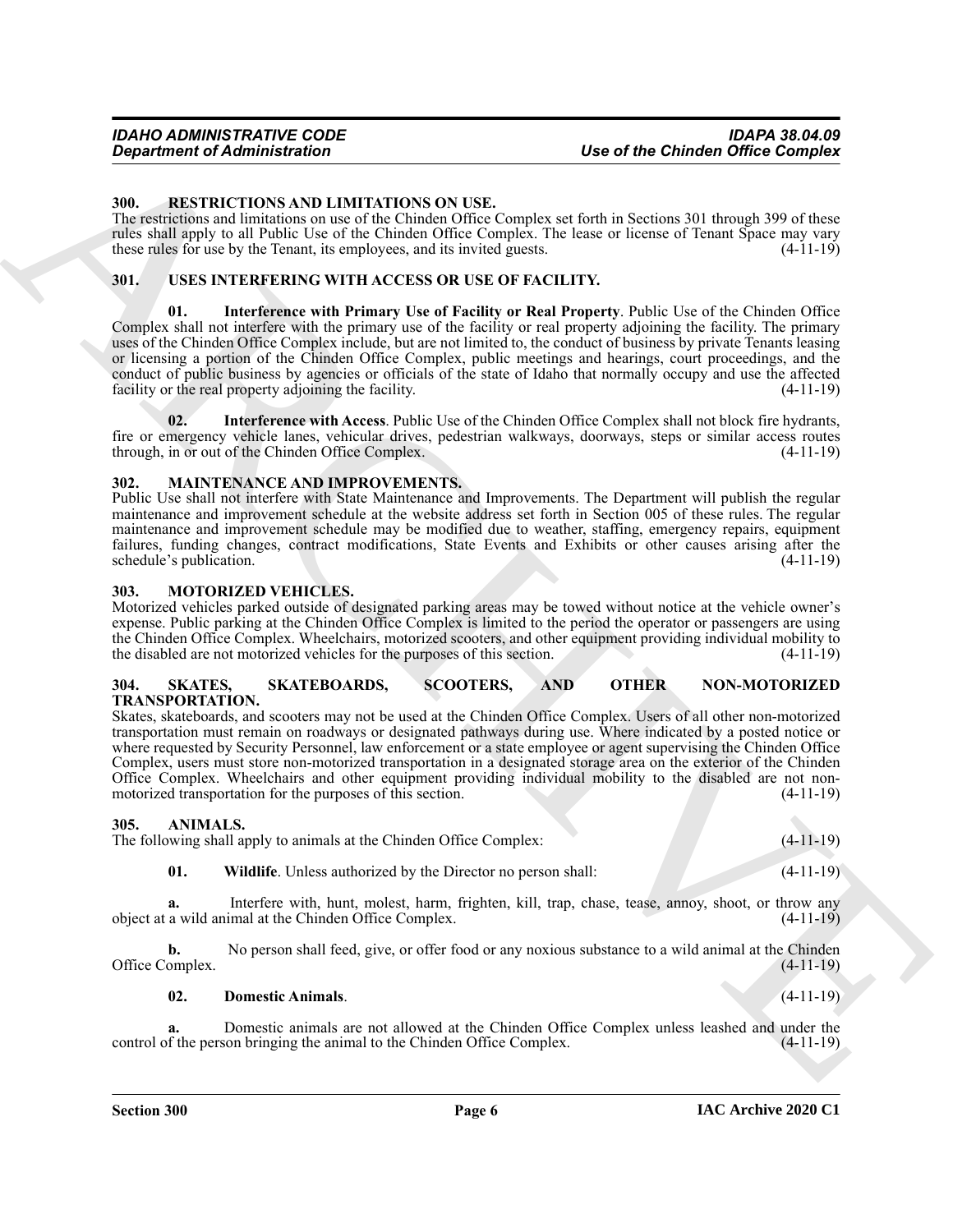### 300. RESTRICTIONS AND LIMITATIONS ON USE.

The restrictions and limitations on use of the Chinden Office Complex set forth in Sections 301 through 399 of these rules shall apply to all Public Use of the Chinden Office Complex. The lease or license of Tenant Space may vary these rules for use by the Tenant, its employees, and its invited guests. (4-11-19)

### 301. USES INTERFERING WITH ACCESS OR USE OF FACILITY.

**01. Interference with Primary Use of Facility or Real Property**. Public Use of the Chinden Office Complex shall not interfere with the primary use of the facility or real property adjoining the facility. The primary uses of the Chinden Office Complex include, but are not limited to, the conduct of business by private Tenants leasing or licensing a portion of the Chinden Office Complex, public meetings and hearings, court proceedings, and the conduct of public business by agencies or officials of the state of Idaho that normally occupy and use the affected facility or the real property adjoining the facility. (4-11-19)

**02. Interference with Access**. Public Use of the Chinden Office Complex shall not block fire hydrants, fire or emergency vehicle lanes, vehicular drives, pedestrian walkways, doorways, steps or similar access routes through, in or out of the Chinden Office Complex. (4-11-19)

### 302. MAINTENANCE AND IMPROVEMENTS.

Public Use shall not interfere with State Maintenance and Improvements. The Department will publish the regular maintenance and improvement schedule at the website address set forth in Section 005 of these rules. The regular maintenance and improvement schedule may be modified due to weather, staffing, emergency repairs, equipment failures, funding changes, contract modifications, State Events and Exhibits or other causes arising after the schedule's publication. (4-11-19)

### 303. MOTORIZED VEHICLES.

Motorized vehicles parked outside of designated parking areas may be towed without notice at the vehicle owner's expense. Public parking at the Chinden Office Complex is limited to the period the operator or passengers are using the Chinden Office Complex. Wheelchairs, motorized scooters, and other equipment providing individual mobility to the disabled are not motorized vehicles for the purposes of this section. (4-11-19)

### 304. SKATES, SKATEBOARDS, SCOOTERS, AND OTHER NON-MOTORIZED TRANSPORTATION.

Skates, skateboards, and scooters may not be used at the Chinden Office Complex. Users of all other non-motorized transportation must remain on roadways or designated pathways during use. Where indicated by a posted notice or where requested by Security Personnel, law enforcement or a state employee or agent supervising the Chinden Office Complex, users must store non-motorized transportation in a designated storage area on the exterior of the Chinden Office Complex. Wheelchairs and other equipment providing individual mobility to the disabled are not non-motorized transportation for the purposes of this section. (4-11-19)

### 305. ANIMALS.

The following shall apply to animals at the Chinden Office Complex: (4-11-19)

**01. Wildlife**. Unless authorized by the Director no person shall: (4-11-19)

**a.** Interfere with, hunt, molest, harm, frighten, kill, trap, chase, tease, annoy, shoot, or throw any object at a wild animal at the Chinden Office Complex. (4-11-19)

**b.** No person shall feed, give, or offer food or any noxious substance to a wild animal at the Chinden Office Complex. (4-11-19)

**02. Domestic Animals**. (4-11-19)

**a.** Domestic animals are not allowed at the Chinden Office Complex unless leashed and under the control of the person bringing the animal to the Chinden Office Complex. (4-11-19)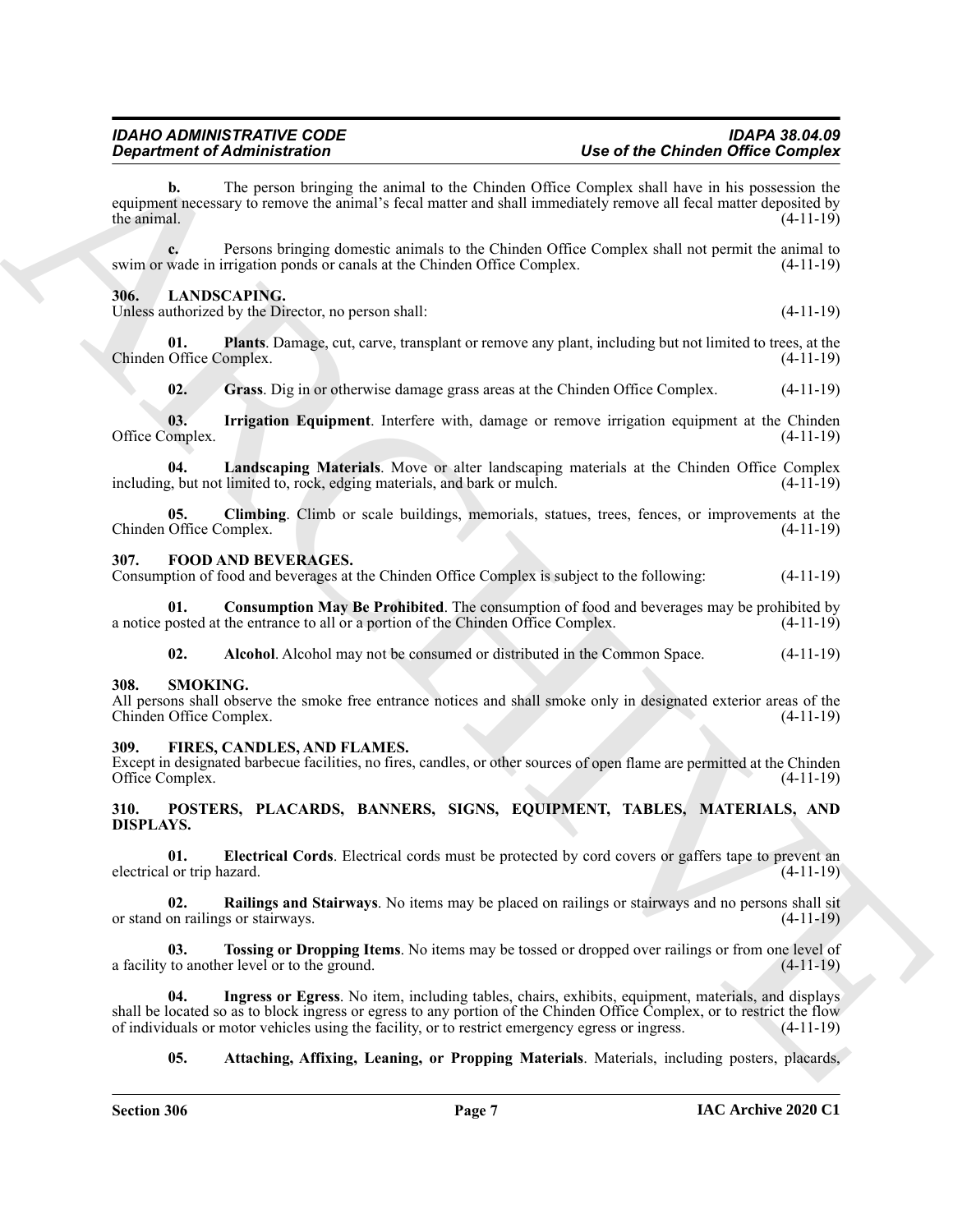**b.** The person bringing the animal to the Chinden Office Complex shall have in his possession the equipment necessary to remove the animal's fecal matter and shall immediately remove all fecal matter deposited by the animal. (4-11-19)

**c.** Persons bringing domestic animals to the Chinden Office Complex shall not permit the animal to swim or wade in irrigation ponds or canals at the Chinden Office Complex. (4-11-19)

## 306. LANDSCAPING.

Unless authorized by the Director, no person shall: (4-11-19)

**01. Plants**. Damage, cut, carve, transplant or remove any plant, including but not limited to trees, at the Chinden Office Complex. (4-11-19)

**02. Grass**. Dig in or otherwise damage grass areas at the Chinden Office Complex. (4-11-19)

**03. Irrigation Equipment**. Interfere with, damage or remove irrigation equipment at the Chinden Office Complex. (4-11-19)

**04. Landscaping Materials**. Move or alter landscaping materials at the Chinden Office Complex including, but not limited to, rock, edging materials, and bark or mulch. (4-11-19)

**05. Climbing**. Climb or scale buildings, memorials, statues, trees, fences, or improvements at the Chinden Office Complex. (4-11-19)

## 307. FOOD AND BEVERAGES.

Consumption of food and beverages at the Chinden Office Complex is subject to the following: (4-11-19)

**01. Consumption May Be Prohibited**. The consumption of food and beverages may be prohibited by a notice posted at the entrance to all or a portion of the Chinden Office Complex. (4-11-19)

**02. Alcohol**. Alcohol may not be consumed or distributed in the Common Space. (4-11-19)

## 308. SMOKING.

All persons shall observe the smoke free entrance notices and shall smoke only in designated exterior areas of the Chinden Office Complex. (4-11-19)

## 309. FIRES, CANDLES, AND FLAMES.

Except in designated barbecue facilities, no fires, candles, or other sources of open flame are permitted at the Chinden Office Complex. (4-11-19)

## 310. POSTERS, PLACARDS, BANNERS, SIGNS, EQUIPMENT, TABLES, MATERIALS, AND DISPLAYS.

**01. Electrical Cords**. Electrical cords must be protected by cord covers or gaffers tape to prevent an electrical or trip hazard. (4-11-19)

**02. Railings and Stairways**. No items may be placed on railings or stairways and no persons shall sit or stand on railings or stairways. (4-11-19)

**03. Tossing or Dropping Items**. No items may be tossed or dropped over railings or from one level of a facility to another level or to the ground. (4-11-19)

**04. Ingress or Egress**. No item, including tables, chairs, exhibits, equipment, materials, and displays shall be located so as to block ingress or egress to any portion of the Chinden Office Complex, or to restrict the flow of individuals or motor vehicles using the facility, or to restrict emergency egress or ingress. (4-11-19)

**05. Attaching, Affixing, Leaning, or Propping Materials**. Materials, including posters, placards,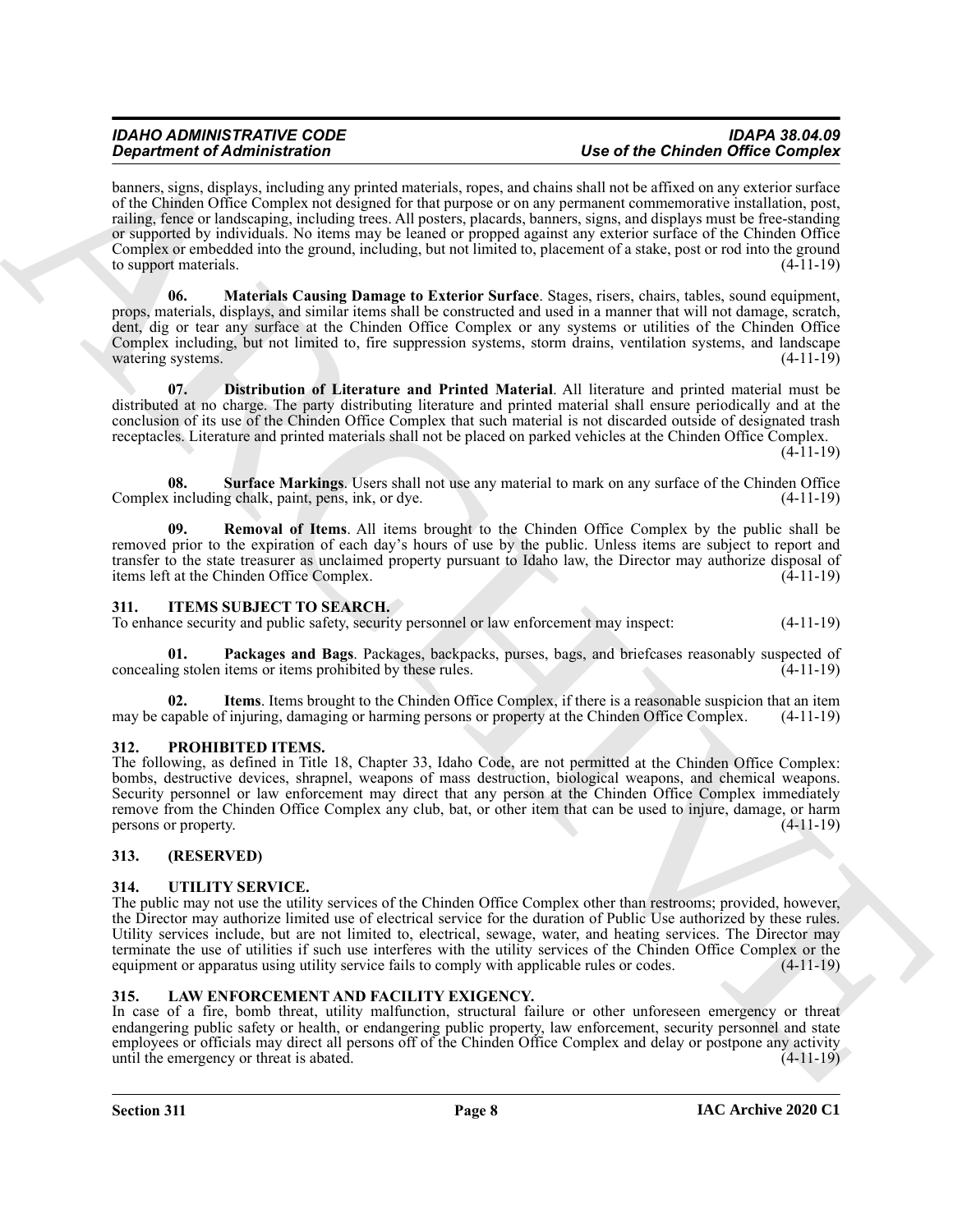banners, signs, displays, including any printed materials, ropes, and chains shall not be affixed on any exterior surface of the Chinden Office Complex not designed for that purpose or on any permanent commemorative installation, post, railing, fence or landscaping, including trees. All posters, placards, banners, signs, and displays must be free-standing or supported by individuals. No items may be leaned or propped against any exterior surface of the Chinden Office Complex or embedded into the ground, including, but not limited to, placement of a stake, post or rod into the ground to support materials. (4-11-19)

**06. Materials Causing Damage to Exterior Surface**. Stages, risers, chairs, tables, sound equipment, props, materials, displays, and similar items shall be constructed and used in a manner that will not damage, scratch, dent, dig or tear any surface at the Chinden Office Complex or any systems or utilities of the Chinden Office Complex including, but not limited to, fire suppression systems, storm drains, ventilation systems, and landscape watering systems. (4-11-19)

**07. Distribution of Literature and Printed Material**. All literature and printed material must be distributed at no charge. The party distributing literature and printed material shall ensure periodically and at the conclusion of its use of the Chinden Office Complex that such material is not discarded outside of designated trash receptacles. Literature and printed materials shall not be placed on parked vehicles at the Chinden Office Complex. (4-11-19)

**08. Surface Markings**. Users shall not use any material to mark on any surface of the Chinden Office Complex including chalk, paint, pens, ink, or dye. (4-11-19)

**09. Removal of Items**. All items brought to the Chinden Office Complex by the public shall be removed prior to the expiration of each day's hours of use by the public. Unless items are subject to report and transfer to the state treasurer as unclaimed property pursuant to Idaho law, the Director may authorize disposal of items left at the Chinden Office Complex. (4-11-19)

### 311. ITEMS SUBJECT TO SEARCH.

To enhance security and public safety, security personnel or law enforcement may inspect: (4-11-19)

**01. Packages and Bags**. Packages, backpacks, purses, bags, and briefcases reasonably suspected of concealing stolen items or items prohibited by these rules. (4-11-19)

**02. Items**. Items brought to the Chinden Office Complex, if there is a reasonable suspicion that an item may be capable of injuring, damaging or harming persons or property at the Chinden Office Complex. (4-11-19)

### 312. PROHIBITED ITEMS.

The following, as defined in Title 18, Chapter 33, Idaho Code, are not permitted at the Chinden Office Complex: bombs, destructive devices, shrapnel, weapons of mass destruction, biological weapons, and chemical weapons. Security personnel or law enforcement may direct that any person at the Chinden Office Complex immediately remove from the Chinden Office Complex any club, bat, or other item that can be used to injure, damage, or harm persons or property. (4-11-19)

### 313. (RESERVED)

### 314. UTILITY SERVICE.

The public may not use the utility services of the Chinden Office Complex other than restrooms; provided, however, the Director may authorize limited use of electrical service for the duration of Public Use authorized by these rules. Utility services include, but are not limited to, electrical, sewage, water, and heating services. The Director may terminate the use of utilities if such use interferes with the utility services of the Chinden Office Complex or the equipment or apparatus using utility service fails to comply with applicable rules or codes. (4-11-19)

### 315. LAW ENFORCEMENT AND FACILITY EXIGENCY.

In case of a fire, bomb threat, utility malfunction, structural failure or other unforeseen emergency or threat endangering public safety or health, or endangering public property, law enforcement, security personnel and state employees or officials may direct all persons off of the Chinden Office Complex and delay or postpone any activity until the emergency or threat is abated. (4-11-19)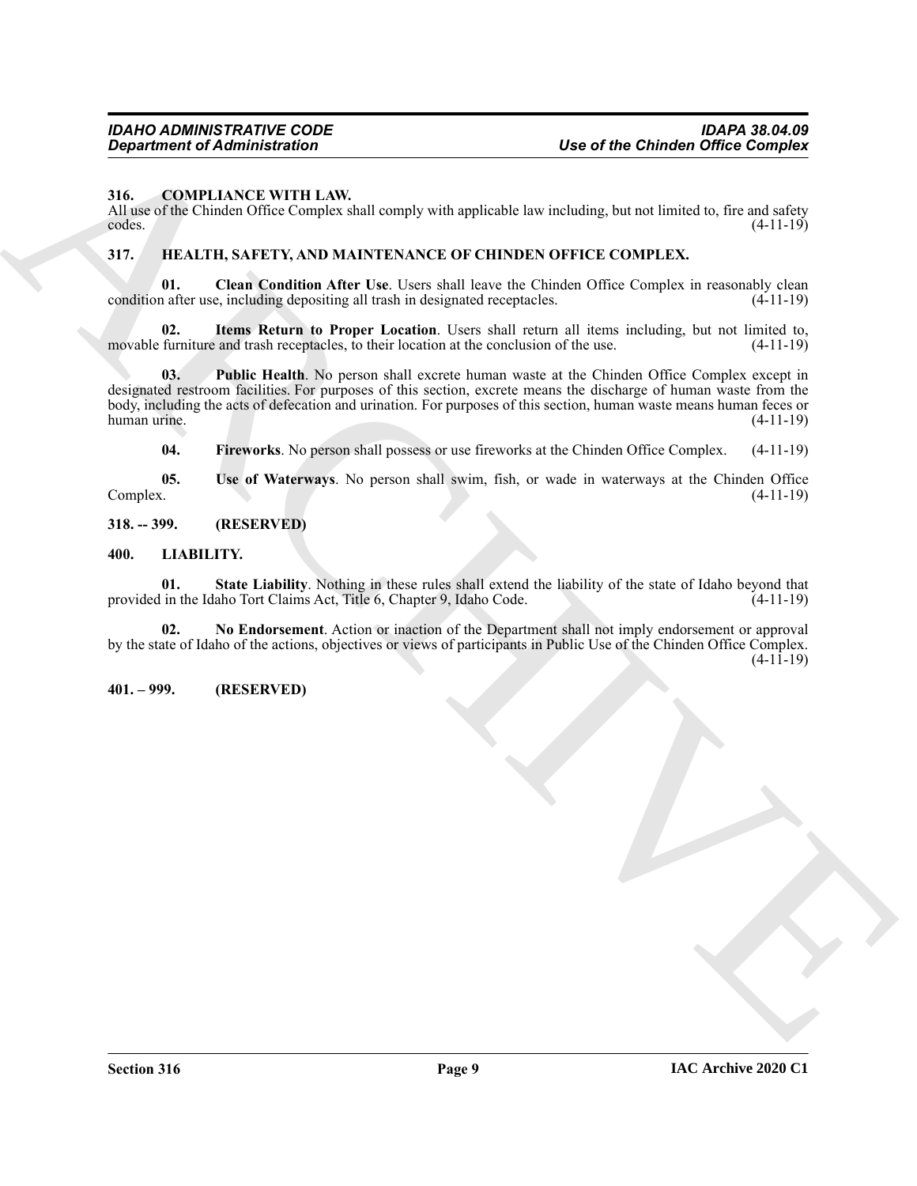## 316. COMPLIANCE WITH LAW.

All use of the Chinden Office Complex shall comply with applicable law including, but not limited to, fire and safety codes. (4-11-19)

## 317. HEALTH, SAFETY, AND MAINTENANCE OF CHINDEN OFFICE COMPLEX.

**01. Clean Condition After Use**. Users shall leave the Chinden Office Complex in reasonably clean condition after use, including depositing all trash in designated receptacles. (4-11-19)

**02. Items Return to Proper Location**. Users shall return all items including, but not limited to, movable furniture and trash receptacles, to their location at the conclusion of the use. (4-11-19)

**03. Public Health**. No person shall excrete human waste at the Chinden Office Complex except in designated restroom facilities. For purposes of this section, excrete means the discharge of human waste from the body, including the acts of defecation and urination. For purposes of this section, human waste means human feces or human urine. (4-11-19)

**04. Fireworks**. No person shall possess or use fireworks at the Chinden Office Complex. (4-11-19)

**05. Use of Waterways**. No person shall swim, fish, or wade in waterways at the Chinden Office Complex. (4-11-19)

## 318. -- 399. (RESERVED)

## 400. LIABILITY.

**01. State Liability**. Nothing in these rules shall extend the liability of the state of Idaho beyond that provided in the Idaho Tort Claims Act, Title 6, Chapter 9, Idaho Code. (4-11-19)

**02. No Endorsement**. Action or inaction of the Department shall not imply endorsement or approval by the state of Idaho of the actions, objectives or views of participants in Public Use of the Chinden Office Complex. (4-11-19)

## 401. – 999. (RESERVED)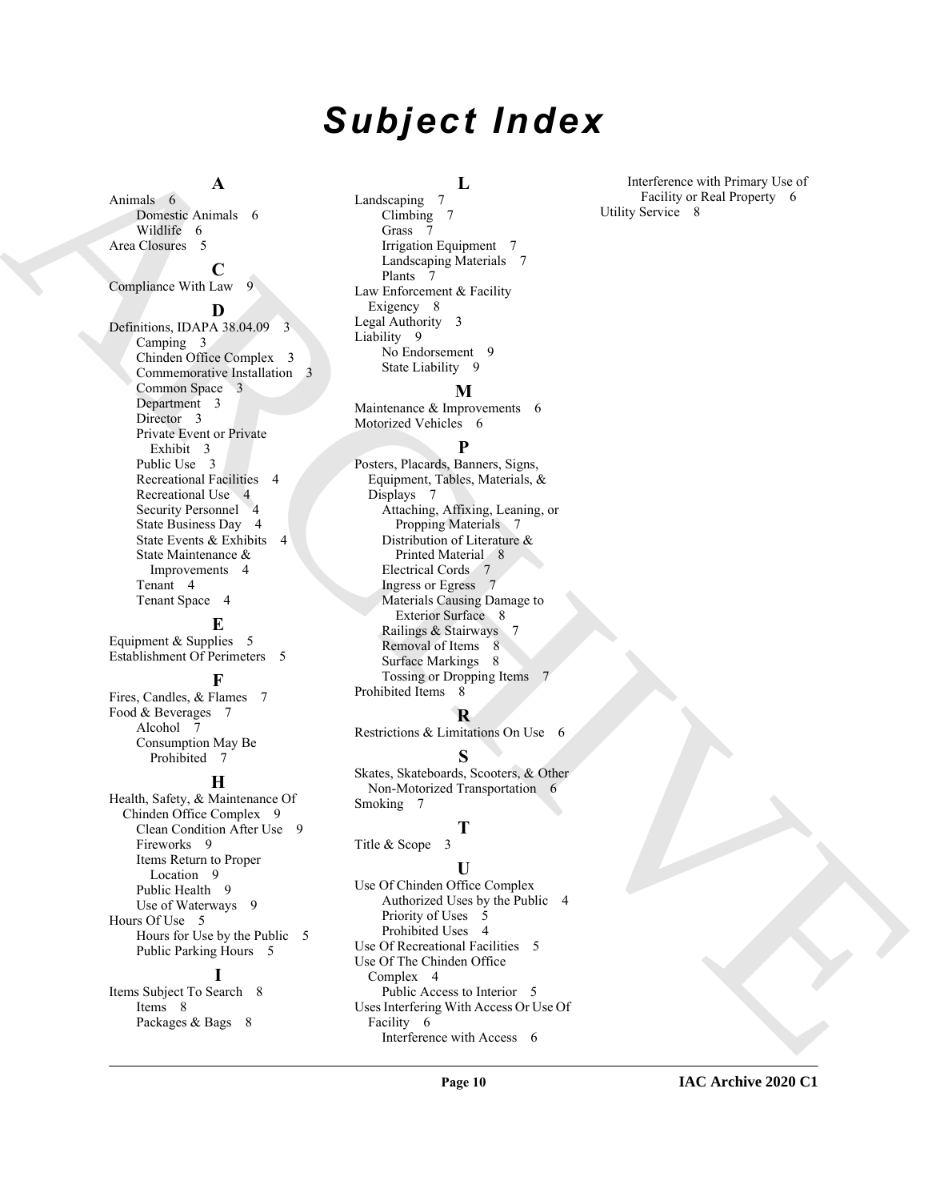# *Subject Index*

**A**

Animals 6
- Domestic Animals 6
- Wildlife 6

Area Closures 5

**C**

Compliance With Law 9

**D**

Definitions, IDAPA 38.04.09 3
- Camping 3
- Chinden Office Complex 3
- Commemorative Installation 3
- Common Space 3
- Department 3
- Director 3
- Private Event or Private Exhibit 3
- Public Use 3
- Recreational Facilities 4
- Recreational Use 4
- Security Personnel 4
- State Business Day 4
- State Events & Exhibits 4
- State Maintenance & Improvements 4
- Tenant 4
- Tenant Space 4

**E**

Equipment & Supplies 5
Establishment Of Perimeters 5

**F**

Fires, Candles, & Flames 7
Food & Beverages 7
- Alcohol 7
- Consumption May Be Prohibited 7

**H**

Health, Safety, & Maintenance Of Chinden Office Complex 9
- Clean Condition After Use 9
- Fireworks 9
- Items Return to Proper Location 9
- Public Health 9
- Use of Waterways 9

Hours Of Use 5
- Hours for Use by the Public 5
- Public Parking Hours 5

**I**

Items Subject To Search 8
- Items 8
- Packages & Bags 8

**L**

Landscaping 7
- Climbing 7
- Grass 7
- Irrigation Equipment 7
- Landscaping Materials 7
- Plants 7

Law Enforcement & Facility Exigency 8
Legal Authority 3
Liability 9
- No Endorsement 9
- State Liability 9

**M**

Maintenance & Improvements 6
Motorized Vehicles 6

**P**

Posters, Placards, Banners, Signs, Equipment, Tables, Materials, & Displays 7
- Attaching, Affixing, Leaning, or Propping Materials 7
- Distribution of Literature & Printed Material 8
- Electrical Cords 7
- Ingress or Egress 7
- Materials Causing Damage to Exterior Surface 8
- Railings & Stairways 7
- Removal of Items 8
- Surface Markings 8
- Tossing or Dropping Items 7

Prohibited Items 8

**R**

Restrictions & Limitations On Use 6

**S**

Skates, Skateboards, Scooters, & Other Non-Motorized Transportation 6
Smoking 7

**T**

Title & Scope 3

**U**

Use Of Chinden Office Complex
- Authorized Uses by the Public 4
- Priority of Uses 5
- Prohibited Uses 4

Use Of Recreational Facilities 5
Use Of The Chinden Office Complex 4
- Public Access to Interior 5

Uses Interfering With Access Or Use Of Facility 6
- Interference with Access 6
- Interference with Primary Use of Facility or Real Property 6

Utility Service 8